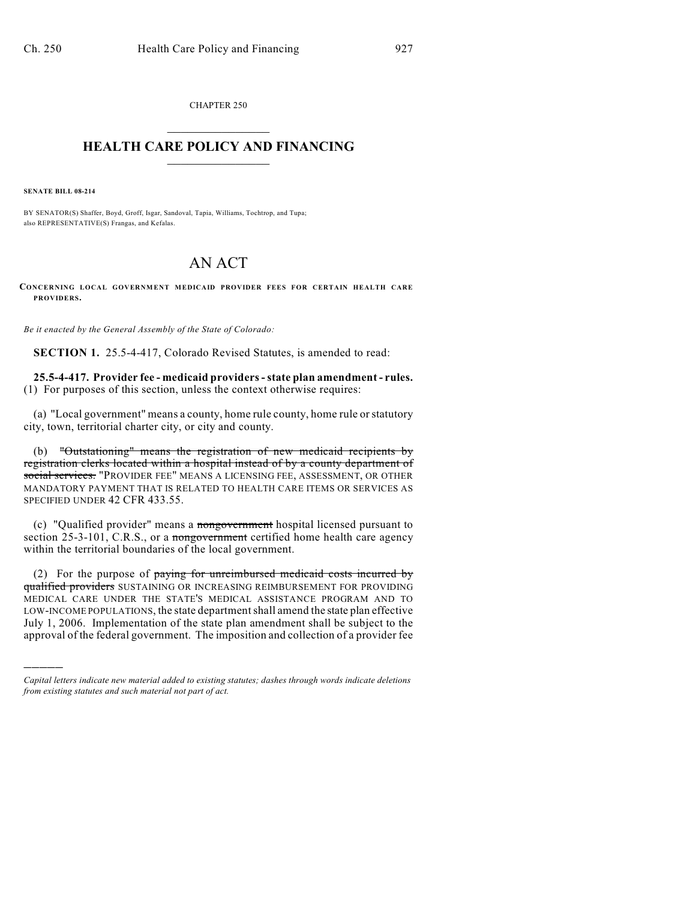CHAPTER 250

# HEALTH CARE POLICY AND FINANCING

**SENATE BILL 08-214**

BY SENATOR(S) Shaffer, Boyd, Groff, Isgar, Sandoval, Tapia, Williams, Tochtrop, and Tupa; also REPRESENTATIVE(S) Frangas, and Kefalas.

# AN ACT

**CONCERNING LOCAL GOVERNMENT MEDICAID PROVIDER FEES FOR CERTAIN HEALTH CARE PROVIDERS.**

*Be it enacted by the General Assembly of the State of Colorado:*

**SECTION 1.** 25.5-4-417, Colorado Revised Statutes, is amended to read:

**25.5-4-417. Provider fee - medicaid providers - state plan amendment - rules.** (1) For purposes of this section, unless the context otherwise requires:

(a) "Local government" means a county, home rule county, home rule or statutory city, town, territorial charter city, or city and county.

(b) ~~"Outstationing" means the registration of new medicaid recipients by registration clerks located within a hospital instead of by a county department of social services.~~ "PROVIDER FEE" MEANS A LICENSING FEE, ASSESSMENT, OR OTHER MANDATORY PAYMENT THAT IS RELATED TO HEALTH CARE ITEMS OR SERVICES AS SPECIFIED UNDER 42 CFR 433.55.

(c) "Qualified provider" means a ~~nongovernment~~ hospital licensed pursuant to section 25-3-101, C.R.S., or a ~~nongovernment~~ certified home health care agency within the territorial boundaries of the local government.

(2) For the purpose of ~~paying for unreimbursed medicaid costs incurred by qualified providers~~ SUSTAINING OR INCREASING REIMBURSEMENT FOR PROVIDING MEDICAL CARE UNDER THE STATE'S MEDICAL ASSISTANCE PROGRAM AND TO LOW-INCOME POPULATIONS, the state department shall amend the state plan effective July 1, 2006. Implementation of the state plan amendment shall be subject to the approval of the federal government. The imposition and collection of a provider fee

*Capital letters indicate new material added to existing statutes; dashes through words indicate deletions from existing statutes and such material not part of act.*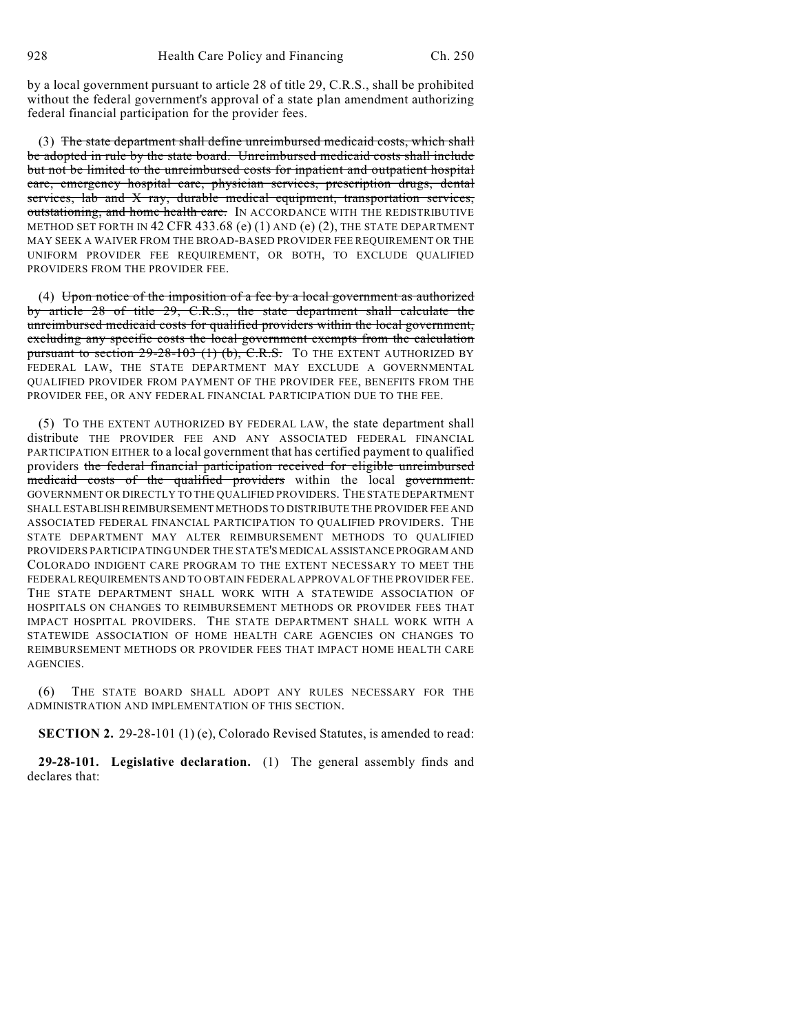by a local government pursuant to article 28 of title 29, C.R.S., shall be prohibited without the federal government's approval of a state plan amendment authorizing federal financial participation for the provider fees.

(3) ~~The state department shall define unreimbursed medicaid costs, which shall be adopted in rule by the state board. Unreimbursed medicaid costs shall include but not be limited to the unreimbursed costs for inpatient and outpatient hospital care, emergency hospital care, physician services, prescription drugs, dental services, lab and X ray, durable medical equipment, transportation services, outstationing, and home health care.~~ IN ACCORDANCE WITH THE REDISTRIBUTIVE METHOD SET FORTH IN 42 CFR 433.68 (e) (1) AND (e) (2), THE STATE DEPARTMENT MAY SEEK A WAIVER FROM THE BROAD-BASED PROVIDER FEE REQUIREMENT OR THE UNIFORM PROVIDER FEE REQUIREMENT, OR BOTH, TO EXCLUDE QUALIFIED PROVIDERS FROM THE PROVIDER FEE.

(4) ~~Upon notice of the imposition of a fee by a local government as authorized by article 28 of title 29, C.R.S., the state department shall calculate the unreimbursed medicaid costs for qualified providers within the local government, excluding any specific costs the local government exempts from the calculation pursuant to section 29-28-103 (1) (b), C.R.S.~~ TO THE EXTENT AUTHORIZED BY FEDERAL LAW, THE STATE DEPARTMENT MAY EXCLUDE A GOVERNMENTAL QUALIFIED PROVIDER FROM PAYMENT OF THE PROVIDER FEE, BENEFITS FROM THE PROVIDER FEE, OR ANY FEDERAL FINANCIAL PARTICIPATION DUE TO THE FEE.

(5) TO THE EXTENT AUTHORIZED BY FEDERAL LAW, the state department shall distribute THE PROVIDER FEE AND ANY ASSOCIATED FEDERAL FINANCIAL PARTICIPATION EITHER to a local government that has certified payment to qualified providers ~~the federal financial participation received for eligible unreimbursed medicaid costs of the qualified providers~~ within the local ~~government.~~ GOVERNMENT OR DIRECTLY TO THE QUALIFIED PROVIDERS. THE STATE DEPARTMENT SHALL ESTABLISH REIMBURSEMENT METHODS TO DISTRIBUTE THE PROVIDER FEE AND ASSOCIATED FEDERAL FINANCIAL PARTICIPATION TO QUALIFIED PROVIDERS. THE STATE DEPARTMENT MAY ALTER REIMBURSEMENT METHODS TO QUALIFIED PROVIDERS PARTICIPATING UNDER THE STATE'S MEDICAL ASSISTANCE PROGRAM AND COLORADO INDIGENT CARE PROGRAM TO THE EXTENT NECESSARY TO MEET THE FEDERAL REQUIREMENTS AND TO OBTAIN FEDERAL APPROVAL OF THE PROVIDER FEE. THE STATE DEPARTMENT SHALL WORK WITH A STATEWIDE ASSOCIATION OF HOSPITALS ON CHANGES TO REIMBURSEMENT METHODS OR PROVIDER FEES THAT IMPACT HOSPITAL PROVIDERS. THE STATE DEPARTMENT SHALL WORK WITH A STATEWIDE ASSOCIATION OF HOME HEALTH CARE AGENCIES ON CHANGES TO REIMBURSEMENT METHODS OR PROVIDER FEES THAT IMPACT HOME HEALTH CARE AGENCIES.

(6) THE STATE BOARD SHALL ADOPT ANY RULES NECESSARY FOR THE ADMINISTRATION AND IMPLEMENTATION OF THIS SECTION.

**SECTION 2.** 29-28-101 (1) (e), Colorado Revised Statutes, is amended to read:

**29-28-101. Legislative declaration.** (1) The general assembly finds and declares that: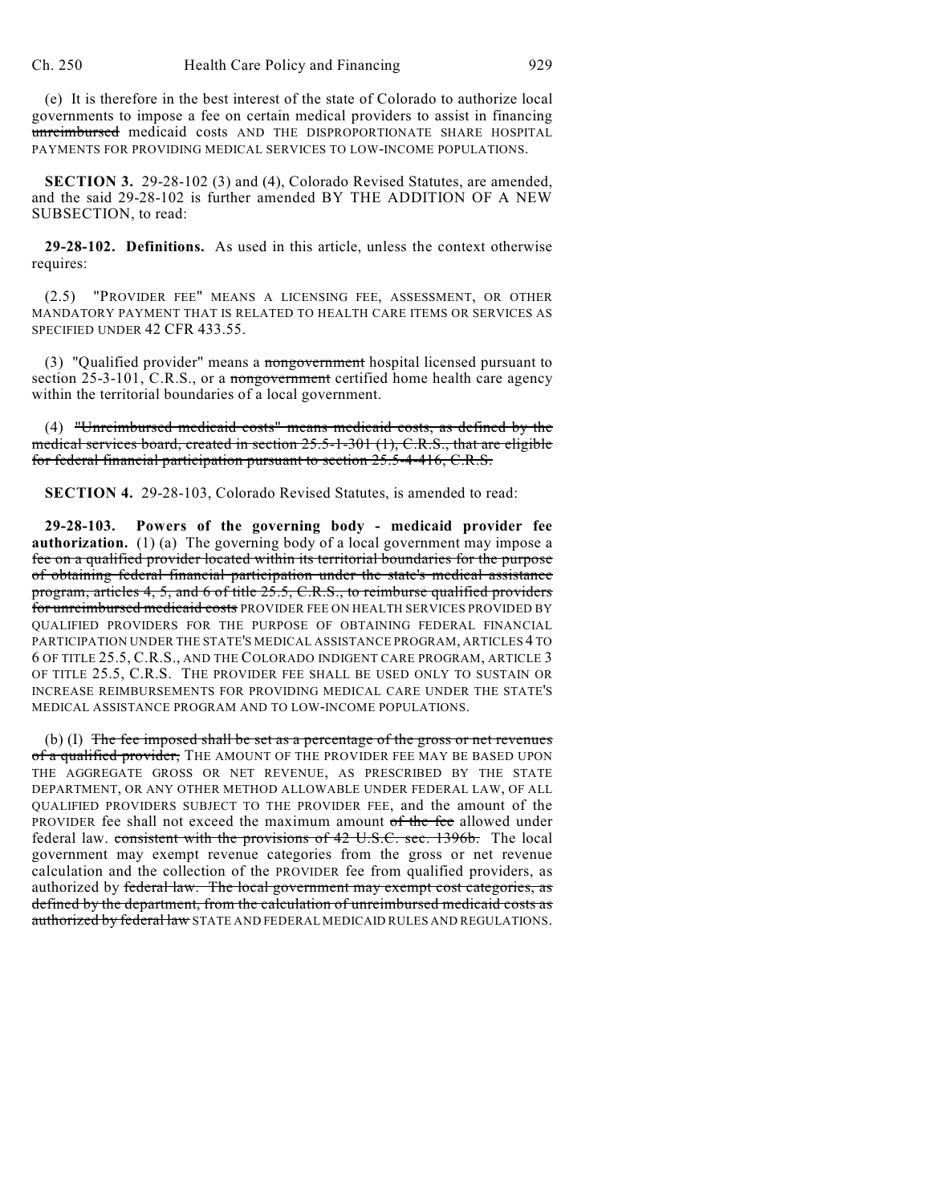(e) It is therefore in the best interest of the state of Colorado to authorize local governments to impose a fee on certain medical providers to assist in financing ~~unreimbursed~~ medicaid costs AND THE DISPROPORTIONATE SHARE HOSPITAL PAYMENTS FOR PROVIDING MEDICAL SERVICES TO LOW-INCOME POPULATIONS.

**SECTION 3.** 29-28-102 (3) and (4), Colorado Revised Statutes, are amended, and the said 29-28-102 is further amended BY THE ADDITION OF A NEW SUBSECTION, to read:

**29-28-102. Definitions.** As used in this article, unless the context otherwise requires:

(2.5) "PROVIDER FEE" MEANS A LICENSING FEE, ASSESSMENT, OR OTHER MANDATORY PAYMENT THAT IS RELATED TO HEALTH CARE ITEMS OR SERVICES AS SPECIFIED UNDER 42 CFR 433.55.

(3) "Qualified provider" means a ~~nongovernment~~ hospital licensed pursuant to section 25-3-101, C.R.S., or a ~~nongovernment~~ certified home health care agency within the territorial boundaries of a local government.

(4) ~~"Unreimbursed medicaid costs" means medicaid costs, as defined by the medical services board, created in section 25.5-1-301 (1), C.R.S., that are eligible for federal financial participation pursuant to section 25.5-4-416, C.R.S.~~

**SECTION 4.** 29-28-103, Colorado Revised Statutes, is amended to read:

**29-28-103. Powers of the governing body - medicaid provider fee authorization.** (1) (a) The governing body of a local government may impose a ~~fee on a qualified provider located within its territorial boundaries for the purpose of obtaining federal financial participation under the state's medical assistance program, articles 4, 5, and 6 of title 25.5, C.R.S., to reimburse qualified providers for unreimbursed medicaid costs~~ PROVIDER FEE ON HEALTH SERVICES PROVIDED BY QUALIFIED PROVIDERS FOR THE PURPOSE OF OBTAINING FEDERAL FINANCIAL PARTICIPATION UNDER THE STATE'S MEDICAL ASSISTANCE PROGRAM, ARTICLES 4 TO 6 OF TITLE 25.5, C.R.S., AND THE COLORADO INDIGENT CARE PROGRAM, ARTICLE 3 OF TITLE 25.5, C.R.S. THE PROVIDER FEE SHALL BE USED ONLY TO SUSTAIN OR INCREASE REIMBURSEMENTS FOR PROVIDING MEDICAL CARE UNDER THE STATE'S MEDICAL ASSISTANCE PROGRAM AND TO LOW-INCOME POPULATIONS.

(b) (I) ~~The fee imposed shall be set as a percentage of the gross or net revenues of a qualified provider,~~ THE AMOUNT OF THE PROVIDER FEE MAY BE BASED UPON THE AGGREGATE GROSS OR NET REVENUE, AS PRESCRIBED BY THE STATE DEPARTMENT, OR ANY OTHER METHOD ALLOWABLE UNDER FEDERAL LAW, OF ALL QUALIFIED PROVIDERS SUBJECT TO THE PROVIDER FEE, and the amount of the PROVIDER fee shall not exceed the maximum amount ~~of the fee~~ allowed under federal law. ~~consistent with the provisions of 42 U.S.C. sec. 1396b.~~ The local government may exempt revenue categories from the gross or net revenue calculation and the collection of the PROVIDER fee from qualified providers, as authorized by ~~federal law. The local government may exempt cost categories, as defined by the department, from the calculation of unreimbursed medicaid costs as authorized by federal law~~ STATE AND FEDERAL MEDICAID RULES AND REGULATIONS.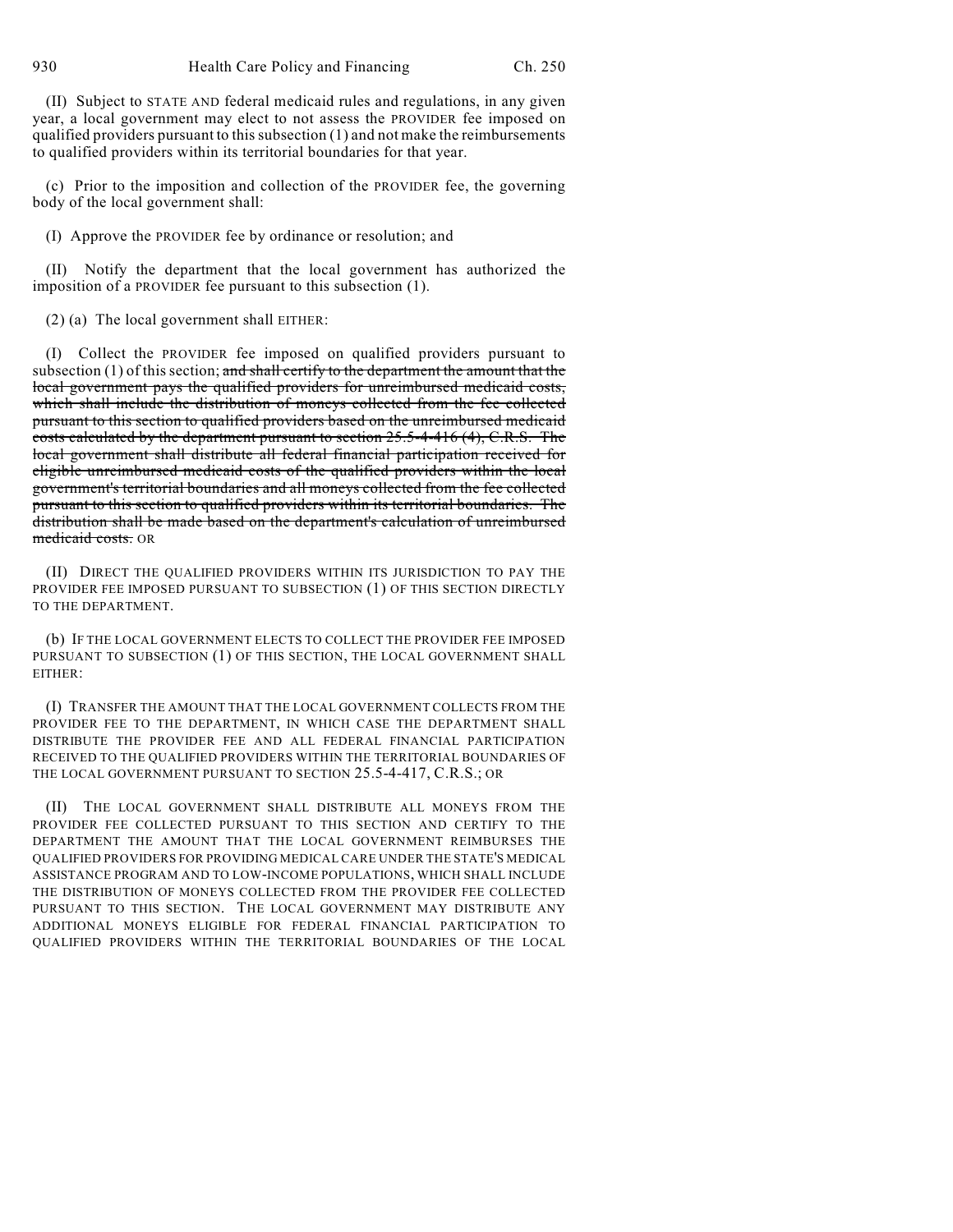(II) Subject to STATE AND federal medicaid rules and regulations, in any given year, a local government may elect to not assess the PROVIDER fee imposed on qualified providers pursuant to this subsection (1) and not make the reimbursements to qualified providers within its territorial boundaries for that year.

(c) Prior to the imposition and collection of the PROVIDER fee, the governing body of the local government shall:

(I) Approve the PROVIDER fee by ordinance or resolution; and

(II) Notify the department that the local government has authorized the imposition of a PROVIDER fee pursuant to this subsection (1).

(2) (a) The local government shall EITHER:

(I) Collect the PROVIDER fee imposed on qualified providers pursuant to subsection (1) of this section; ~~and shall certify to the department the amount that the local government pays the qualified providers for unreimbursed medicaid costs, which shall include the distribution of moneys collected from the fee collected pursuant to this section to qualified providers based on the unreimbursed medicaid costs calculated by the department pursuant to section 25.5-4-416 (4), C.R.S. The local government shall distribute all federal financial participation received for eligible unreimbursed medicaid costs of the qualified providers within the local government's territorial boundaries and all moneys collected from the fee collected pursuant to this section to qualified providers within its territorial boundaries. The distribution shall be made based on the department's calculation of unreimbursed medicaid costs.~~ OR

(II) DIRECT THE QUALIFIED PROVIDERS WITHIN ITS JURISDICTION TO PAY THE PROVIDER FEE IMPOSED PURSUANT TO SUBSECTION (1) OF THIS SECTION DIRECTLY TO THE DEPARTMENT.

(b) IF THE LOCAL GOVERNMENT ELECTS TO COLLECT THE PROVIDER FEE IMPOSED PURSUANT TO SUBSECTION (1) OF THIS SECTION, THE LOCAL GOVERNMENT SHALL EITHER:

(I) TRANSFER THE AMOUNT THAT THE LOCAL GOVERNMENT COLLECTS FROM THE PROVIDER FEE TO THE DEPARTMENT, IN WHICH CASE THE DEPARTMENT SHALL DISTRIBUTE THE PROVIDER FEE AND ALL FEDERAL FINANCIAL PARTICIPATION RECEIVED TO THE QUALIFIED PROVIDERS WITHIN THE TERRITORIAL BOUNDARIES OF THE LOCAL GOVERNMENT PURSUANT TO SECTION 25.5-4-417, C.R.S.; OR

(II) THE LOCAL GOVERNMENT SHALL DISTRIBUTE ALL MONEYS FROM THE PROVIDER FEE COLLECTED PURSUANT TO THIS SECTION AND CERTIFY TO THE DEPARTMENT THE AMOUNT THAT THE LOCAL GOVERNMENT REIMBURSES THE QUALIFIED PROVIDERS FOR PROVIDING MEDICAL CARE UNDER THE STATE'S MEDICAL ASSISTANCE PROGRAM AND TO LOW-INCOME POPULATIONS, WHICH SHALL INCLUDE THE DISTRIBUTION OF MONEYS COLLECTED FROM THE PROVIDER FEE COLLECTED PURSUANT TO THIS SECTION. THE LOCAL GOVERNMENT MAY DISTRIBUTE ANY ADDITIONAL MONEYS ELIGIBLE FOR FEDERAL FINANCIAL PARTICIPATION TO QUALIFIED PROVIDERS WITHIN THE TERRITORIAL BOUNDARIES OF THE LOCAL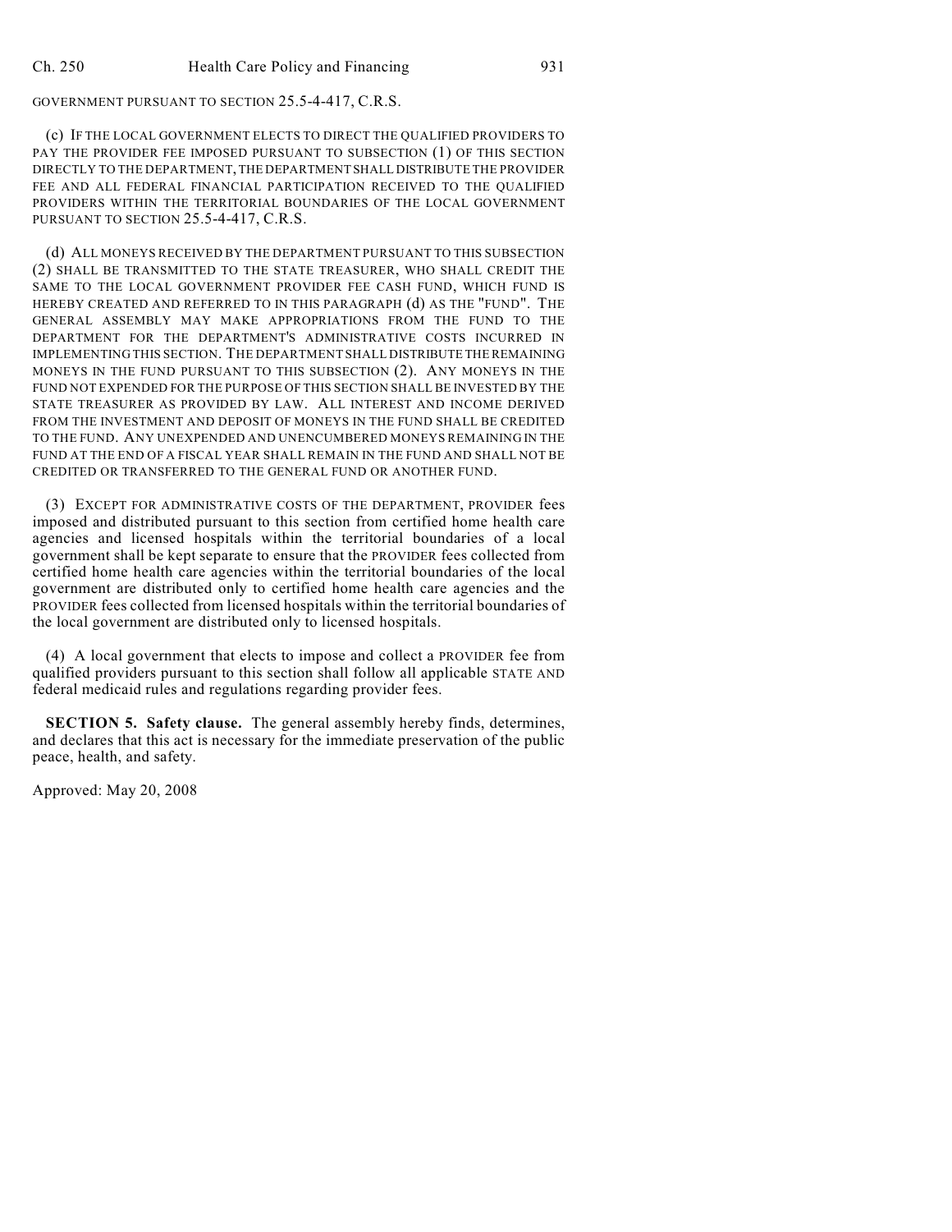GOVERNMENT PURSUANT TO SECTION 25.5-4-417, C.R.S.

(c) IF THE LOCAL GOVERNMENT ELECTS TO DIRECT THE QUALIFIED PROVIDERS TO PAY THE PROVIDER FEE IMPOSED PURSUANT TO SUBSECTION (1) OF THIS SECTION DIRECTLY TO THE DEPARTMENT, THE DEPARTMENT SHALL DISTRIBUTE THE PROVIDER FEE AND ALL FEDERAL FINANCIAL PARTICIPATION RECEIVED TO THE QUALIFIED PROVIDERS WITHIN THE TERRITORIAL BOUNDARIES OF THE LOCAL GOVERNMENT PURSUANT TO SECTION 25.5-4-417, C.R.S.

(d) ALL MONEYS RECEIVED BY THE DEPARTMENT PURSUANT TO THIS SUBSECTION (2) SHALL BE TRANSMITTED TO THE STATE TREASURER, WHO SHALL CREDIT THE SAME TO THE LOCAL GOVERNMENT PROVIDER FEE CASH FUND, WHICH FUND IS HEREBY CREATED AND REFERRED TO IN THIS PARAGRAPH (d) AS THE "FUND". THE GENERAL ASSEMBLY MAY MAKE APPROPRIATIONS FROM THE FUND TO THE DEPARTMENT FOR THE DEPARTMENT'S ADMINISTRATIVE COSTS INCURRED IN IMPLEMENTING THIS SECTION. THE DEPARTMENT SHALL DISTRIBUTE THE REMAINING MONEYS IN THE FUND PURSUANT TO THIS SUBSECTION (2). ANY MONEYS IN THE FUND NOT EXPENDED FOR THE PURPOSE OF THIS SECTION SHALL BE INVESTED BY THE STATE TREASURER AS PROVIDED BY LAW. ALL INTEREST AND INCOME DERIVED FROM THE INVESTMENT AND DEPOSIT OF MONEYS IN THE FUND SHALL BE CREDITED TO THE FUND. ANY UNEXPENDED AND UNENCUMBERED MONEYS REMAINING IN THE FUND AT THE END OF A FISCAL YEAR SHALL REMAIN IN THE FUND AND SHALL NOT BE CREDITED OR TRANSFERRED TO THE GENERAL FUND OR ANOTHER FUND.

(3) EXCEPT FOR ADMINISTRATIVE COSTS OF THE DEPARTMENT, PROVIDER fees imposed and distributed pursuant to this section from certified home health care agencies and licensed hospitals within the territorial boundaries of a local government shall be kept separate to ensure that the PROVIDER fees collected from certified home health care agencies within the territorial boundaries of the local government are distributed only to certified home health care agencies and the PROVIDER fees collected from licensed hospitals within the territorial boundaries of the local government are distributed only to licensed hospitals.

(4) A local government that elects to impose and collect a PROVIDER fee from qualified providers pursuant to this section shall follow all applicable STATE AND federal medicaid rules and regulations regarding provider fees.

**SECTION 5. Safety clause.** The general assembly hereby finds, determines, and declares that this act is necessary for the immediate preservation of the public peace, health, and safety.

Approved: May 20, 2008